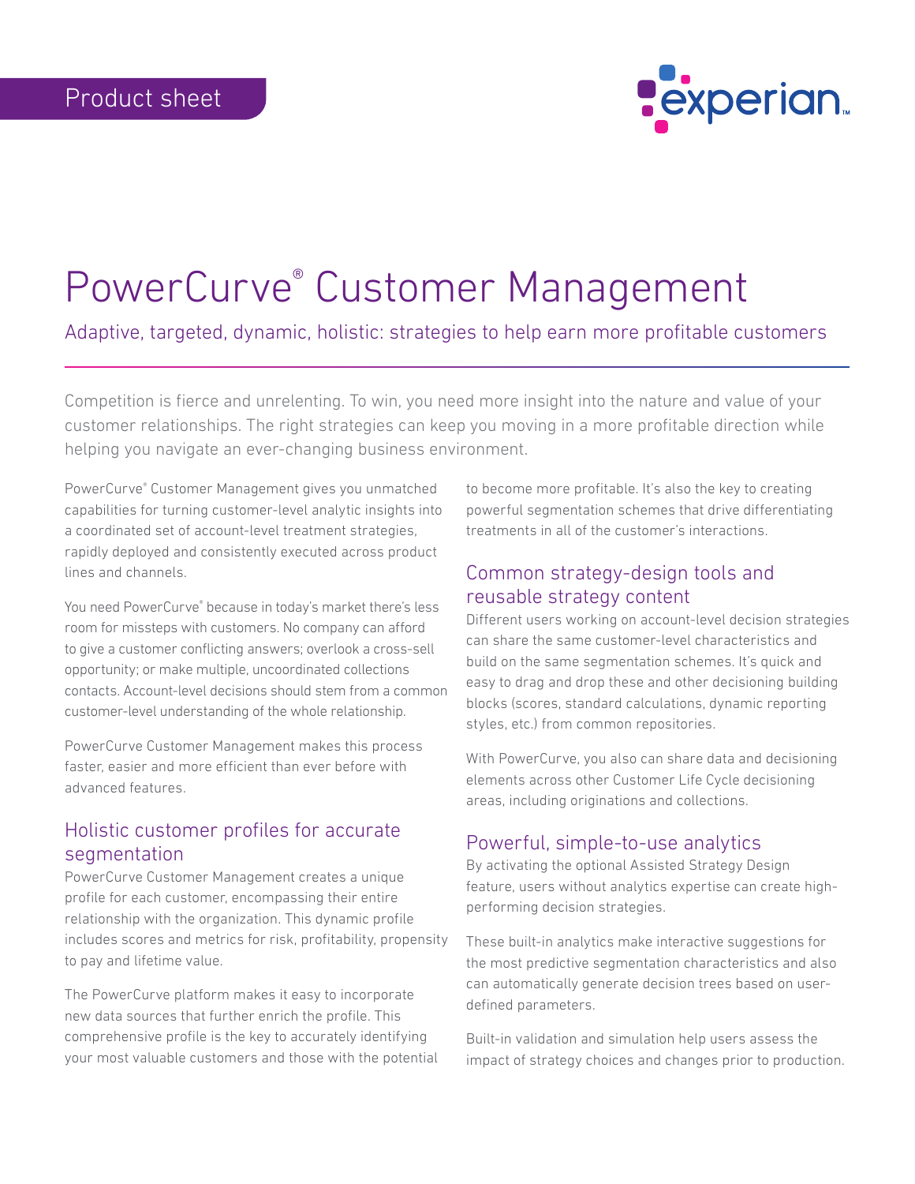Product sheet

# PowerCurve® Customer Management

Adaptive, targeted, dynamic, holistic: strategies to help earn more profitable customers

Competition is fierce and unrelenting. To win, you need more insight into the nature and value of your customer relationships. The right strategies can keep you moving in a more profitable direction while helping you navigate an ever-changing business environment.

PowerCurve® Customer Management gives you unmatched capabilities for turning customer-level analytic insights into a coordinated set of account-level treatment strategies, rapidly deployed and consistently executed across product lines and channels.

You need PowerCurve® because in today's market there's less room for missteps with customers. No company can afford to give a customer conflicting answers; overlook a cross-sell opportunity; or make multiple, uncoordinated collections contacts. Account-level decisions should stem from a common customer-level understanding of the whole relationship.

PowerCurve Customer Management makes this process faster, easier and more efficient than ever before with advanced features.

## Holistic customer profiles for accurate segmentation

PowerCurve Customer Management creates a unique profile for each customer, encompassing their entire relationship with the organization. This dynamic profile includes scores and metrics for risk, profitability, propensity to pay and lifetime value.

The PowerCurve platform makes it easy to incorporate new data sources that further enrich the profile. This comprehensive profile is the key to accurately identifying your most valuable customers and those with the potential to become more profitable. It's also the key to creating powerful segmentation schemes that drive differentiating treatments in all of the customer's interactions.

## Common strategy-design tools and reusable strategy content

Different users working on account-level decision strategies can share the same customer-level characteristics and build on the same segmentation schemes. It's quick and easy to drag and drop these and other decisioning building blocks (scores, standard calculations, dynamic reporting styles, etc.) from common repositories.

With PowerCurve, you also can share data and decisioning elements across other Customer Life Cycle decisioning areas, including originations and collections.

## Powerful, simple-to-use analytics

By activating the optional Assisted Strategy Design feature, users without analytics expertise can create high-performing decision strategies.

These built-in analytics make interactive suggestions for the most predictive segmentation characteristics and also can automatically generate decision trees based on user-defined parameters.

Built-in validation and simulation help users assess the impact of strategy choices and changes prior to production.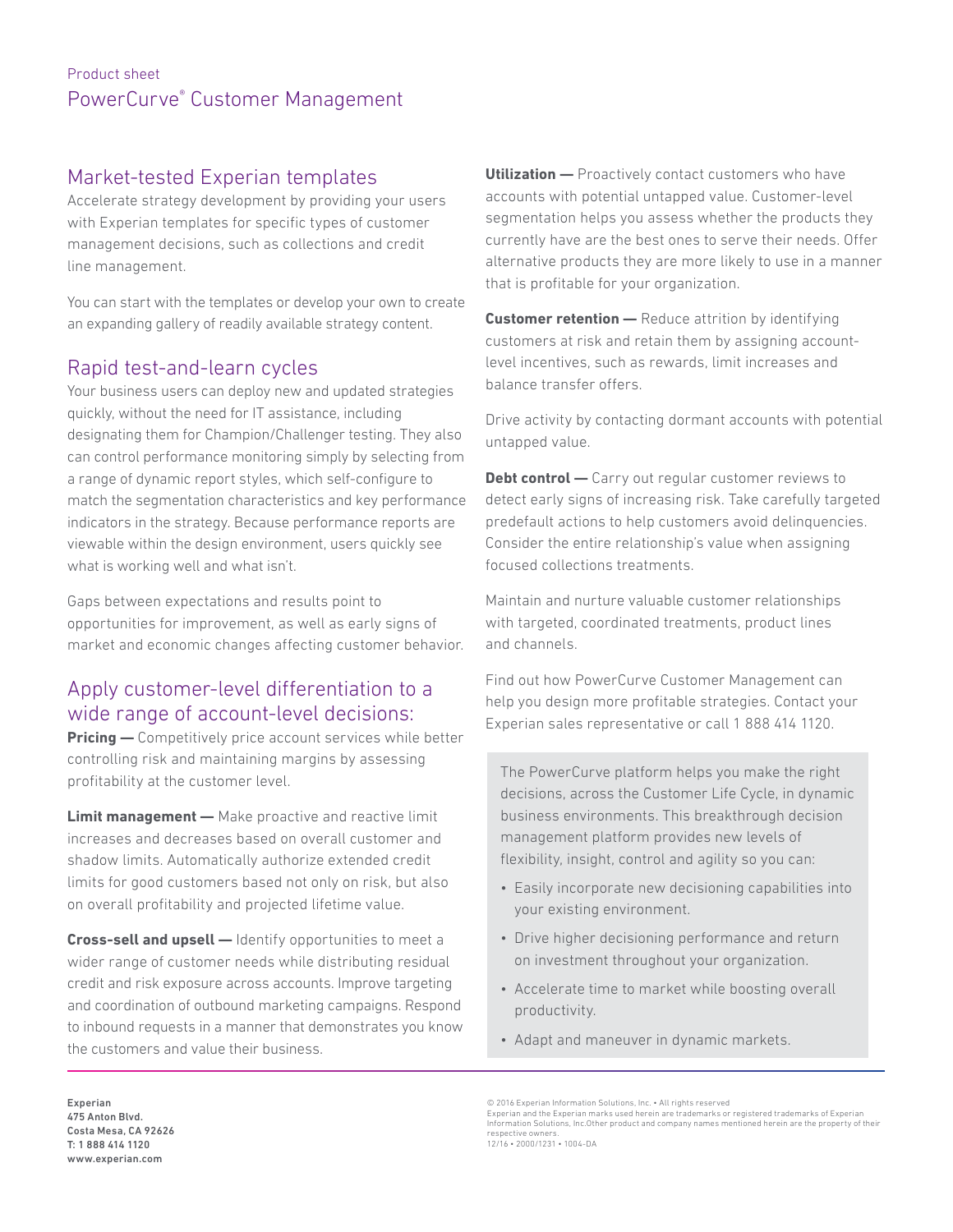## Market-tested Experian templates

Accelerate strategy development by providing your users with Experian templates for specific types of customer management decisions, such as collections and credit line management.

You can start with the templates or develop your own to create an expanding gallery of readily available strategy content.

## Rapid test-and-learn cycles

Your business users can deploy new and updated strategies quickly, without the need for IT assistance, including designating them for Champion/Challenger testing. They also can control performance monitoring simply by selecting from a range of dynamic report styles, which self-configure to match the segmentation characteristics and key performance indicators in the strategy. Because performance reports are viewable within the design environment, users quickly see what is working well and what isn't.

Gaps between expectations and results point to opportunities for improvement, as well as early signs of market and economic changes affecting customer behavior.

## Apply customer-level differentiation to a wide range of account-level decisions:

**Pricing —** Competitively price account services while better controlling risk and maintaining margins by assessing profitability at the customer level.

**Limit management —** Make proactive and reactive limit increases and decreases based on overall customer and shadow limits. Automatically authorize extended credit limits for good customers based not only on risk, but also on overall profitability and projected lifetime value.

**Cross-sell and upsell —** Identify opportunities to meet a wider range of customer needs while distributing residual credit and risk exposure across accounts. Improve targeting and coordination of outbound marketing campaigns. Respond to inbound requests in a manner that demonstrates you know the customers and value their business.

**Utilization —** Proactively contact customers who have accounts with potential untapped value. Customer-level segmentation helps you assess whether the products they currently have are the best ones to serve their needs. Offer alternative products they are more likely to use in a manner that is profitable for your organization.

**Customer retention —** Reduce attrition by identifying customers at risk and retain them by assigning account-level incentives, such as rewards, limit increases and balance transfer offers.

Drive activity by contacting dormant accounts with potential untapped value.

**Debt control —** Carry out regular customer reviews to detect early signs of increasing risk. Take carefully targeted predefault actions to help customers avoid delinquencies. Consider the entire relationship's value when assigning focused collections treatments.

Maintain and nurture valuable customer relationships with targeted, coordinated treatments, product lines and channels.

Find out how PowerCurve Customer Management can help you design more profitable strategies. Contact your Experian sales representative or call 1 888 414 1120.

The PowerCurve platform helps you make the right decisions, across the Customer Life Cycle, in dynamic business environments. This breakthrough decision management platform provides new levels of flexibility, insight, control and agility so you can:

- Easily incorporate new decisioning capabilities into your existing environment.
- Drive higher decisioning performance and return on investment throughout your organization.
- Accelerate time to market while boosting overall productivity.
- Adapt and maneuver in dynamic markets.

Experian
475 Anton Blvd.
Costa Mesa, CA 92626
T: 1 888 414 1120
www.experian.com

© 2016 Experian Information Solutions, Inc. • All rights reserved
Experian and the Experian marks used herein are trademarks or registered trademarks of Experian Information Solutions, Inc.Other product and company names mentioned herein are the property of their respective owners.
12/16 • 2000/1231 • 1004-DA